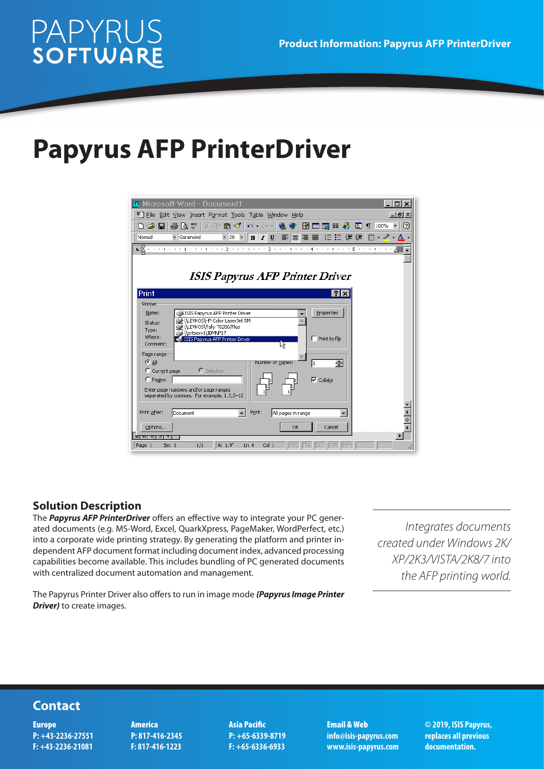# Papyrus AFP PrinterDriver

## Solution Description

The ***Papyrus AFP PrinterDriver*** offers an effective way to integrate your PC generated documents (e.g. MS-Word, Excel, QuarkXpress, PageMaker, WordPerfect, etc.) into a corporate wide printing strategy. By generating the platform and printer independent AFP document format including document index, advanced processing capabilities become available. This includes bundling of PC generated documents with centralized document automation and management.

The Papyrus Printer Driver also offers to run in image mode ***(Papyrus Image Printer Driver)*** to create images.

*Integrates documents created under Windows 2K/XP/2K3/VISTA/2K8/7 into the AFP printing world.*

## Contact

**Europe**
**P: +43-2236-27551**
**F: +43-2236-21081**

**America**
**P: 817-416-2345**
**F: 817-416-1223**

**Asia Pacific**
**P: +65-6339-8719**
**F: +65-6336-6933**

**Email & Web**
**info@isis-papyrus.com**
**www.isis-papyrus.com**

**© 2019, ISIS Papyrus, replaces all previous documentation.**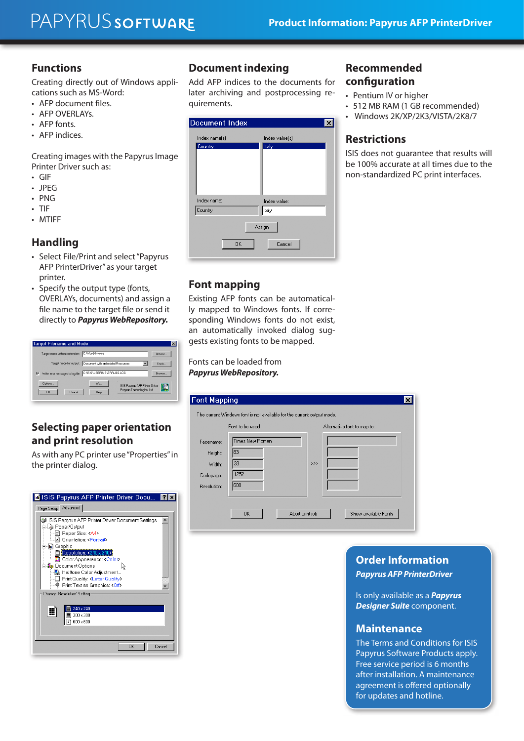## Functions

Creating directly out of Windows applications such as MS-Word:

- AFP document files.
- AFP OVERLAYs.
- AFP fonts.
- AFP indices.

Creating images with the Papyrus Image Printer Driver such as:

- GIF
- JPEG
- PNG
- TIF
- MTIFF

## Handling

- Select File/Print and select "Papyrus AFP PrinterDriver" as your target printer.
- Specify the output type (fonts, OVERLAYs, documents) and assign a file name to the target file or send it directly to ***Papyrus WebRepository.***

## Selecting paper orientation and print resolution

As with any PC printer use "Properties" in the printer dialog.

## Document indexing

Add AFP indices to the documents for later archiving and postprocessing requirements.

## Font mapping

Existing AFP fonts can be automatically mapped to Windows fonts. If corresponding Windows fonts do not exist, an automatically invoked dialog suggests existing fonts to be mapped.

Fonts can be loaded from ***Papyrus WebRepository.***

## Recommended configuration

- Pentium IV or higher
- 512 MB RAM (1 GB recommended)
- Windows 2K/XP/2K3/VISTA/2K8/7

## Restrictions

ISIS does not guarantee that results will be 100% accurate at all times due to the non-standardized PC print interfaces.

## Order Information

***Papyrus AFP PrinterDriver***

Is only available as a ***Papyrus Designer Suite*** component.

## Maintenance

The Terms and Conditions for ISIS Papyrus Software Products apply. Free service period is 6 months after installation. A maintenance agreement is offered optionally for updates and hotline.